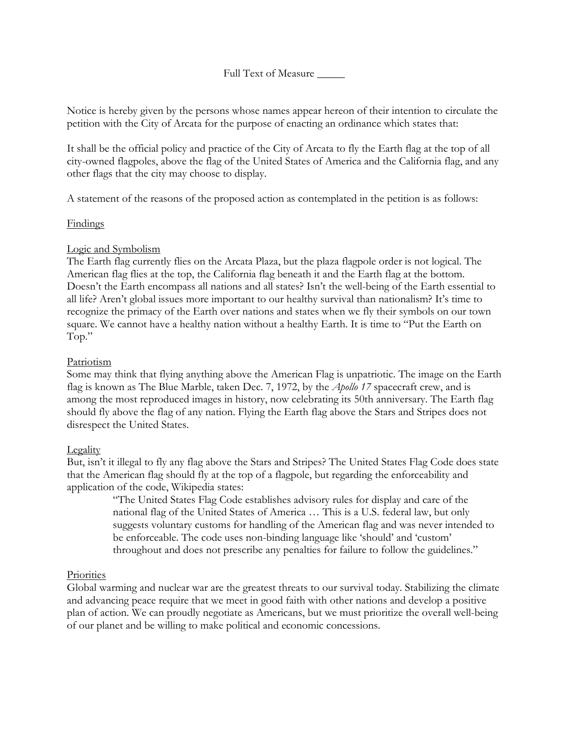Full Text of Measure _____

Notice is hereby given by the persons whose names appear hereon of their intention to circulate the petition with the City of Arcata for the purpose of enacting an ordinance which states that:

It shall be the official policy and practice of the City of Arcata to fly the Earth flag at the top of all city-owned flagpoles, above the flag of the United States of America and the California flag, and any other flags that the city may choose to display.

A statement of the reasons of the proposed action as contemplated in the petition is as follows:

<u>Findings</u>

<u>Logic and Symbolism</u>
The Earth flag currently flies on the Arcata Plaza, but the plaza flagpole order is not logical. The American flag flies at the top, the California flag beneath it and the Earth flag at the bottom. Doesn't the Earth encompass all nations and all states? Isn't the well-being of the Earth essential to all life? Aren't global issues more important to our healthy survival than nationalism? It's time to recognize the primacy of the Earth over nations and states when we fly their symbols on our town square. We cannot have a healthy nation without a healthy Earth. It is time to "Put the Earth on Top."

<u>Patriotism</u>
Some may think that flying anything above the American Flag is unpatriotic. The image on the Earth flag is known as The Blue Marble, taken Dec. 7, 1972, by the *Apollo 17* spacecraft crew, and is among the most reproduced images in history, now celebrating its 50th anniversary. The Earth flag should fly above the flag of any nation. Flying the Earth flag above the Stars and Stripes does not disrespect the United States.

<u>Legality</u>
But, isn't it illegal to fly any flag above the Stars and Stripes? The United States Flag Code does state that the American flag should fly at the top of a flagpole, but regarding the enforceability and application of the code, Wikipedia states:

> "The United States Flag Code establishes advisory rules for display and care of the national flag of the United States of America … This is a U.S. federal law, but only suggests voluntary customs for handling of the American flag and was never intended to be enforceable. The code uses non-binding language like 'should' and 'custom' throughout and does not prescribe any penalties for failure to follow the guidelines."

<u>Priorities</u>
Global warming and nuclear war are the greatest threats to our survival today. Stabilizing the climate and advancing peace require that we meet in good faith with other nations and develop a positive plan of action. We can proudly negotiate as Americans, but we must prioritize the overall well-being of our planet and be willing to make political and economic concessions.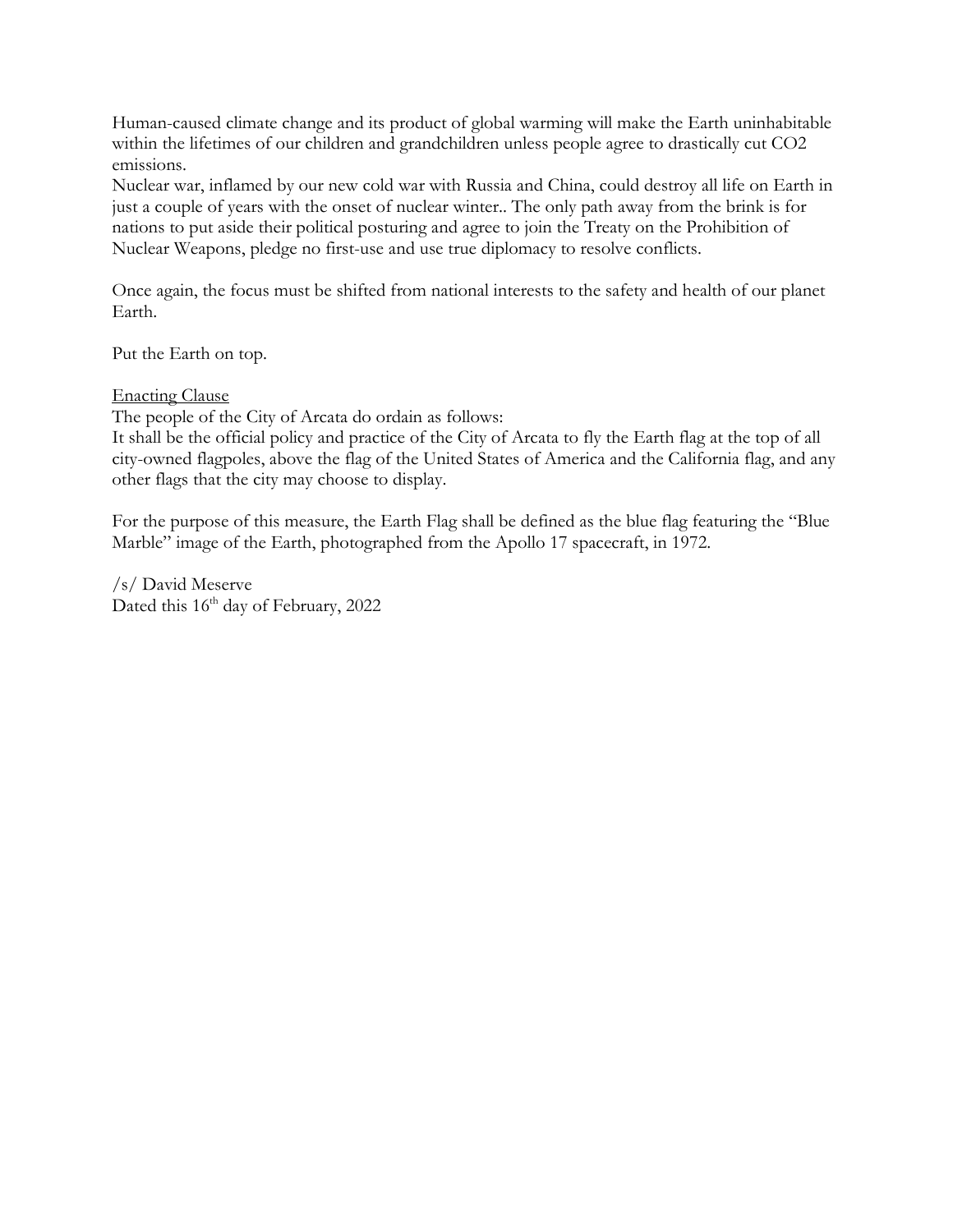Human-caused climate change and its product of global warming will make the Earth uninhabitable within the lifetimes of our children and grandchildren unless people agree to drastically cut $CO_2$ emissions.
Nuclear war, inflamed by our new cold war with Russia and China, could destroy all life on Earth in just a couple of years with the onset of nuclear winter.. The only path away from the brink is for nations to put aside their political posturing and agree to join the Treaty on the Prohibition of Nuclear Weapons, pledge no first-use and use true diplomacy to resolve conflicts.

Once again, the focus must be shifted from national interests to the safety and health of our planet Earth.

Put the Earth on top.

<u>Enacting Clause</u>
The people of the City of Arcata do ordain as follows:
It shall be the official policy and practice of the City of Arcata to fly the Earth flag at the top of all city-owned flagpoles, above the flag of the United States of America and the California flag, and any other flags that the city may choose to display.

For the purpose of this measure, the Earth Flag shall be defined as the blue flag featuring the "Blue Marble" image of the Earth, photographed from the Apollo 17 spacecraft, in 1972.

/s/ David Meserve
Dated this 16th day of February, 2022